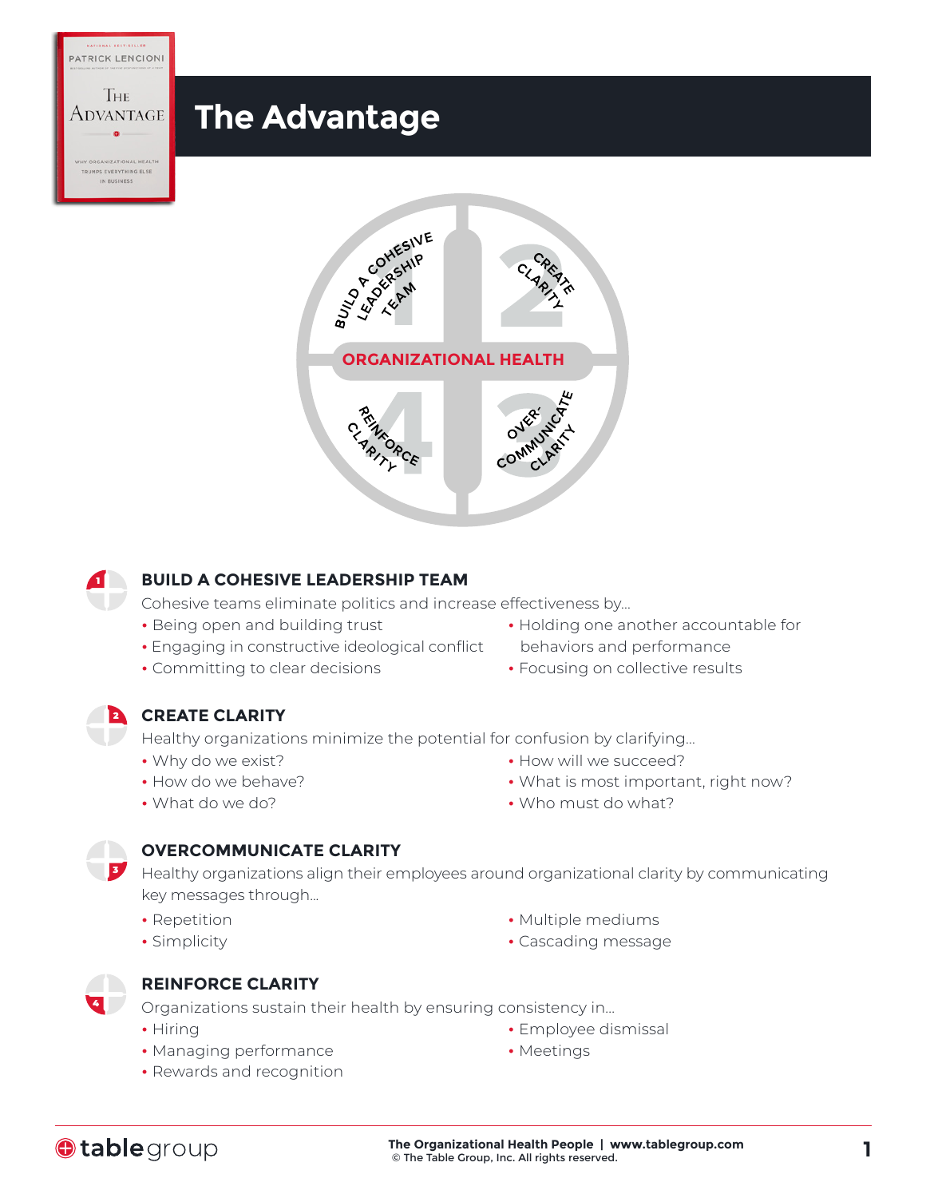# The Advantage

## BUILD A COHESIVE LEADERSHIP TEAM

Cohesive teams eliminate politics and increase effectiveness by...

- Being open and building trust
- Engaging in constructive ideological conflict
- Committing to clear decisions
- Holding one another accountable for behaviors and performance
- Focusing on collective results

## CREATE CLARITY

Healthy organizations minimize the potential for confusion by clarifying...

- Why do we exist?
- How do we behave?
- What do we do?
- How will we succeed?
- What is most important, right now?
- Who must do what?

## OVERCOMMUNICATE CLARITY

Healthy organizations align their employees around organizational clarity by communicating key messages through...

- Repetition
- Simplicity
- Multiple mediums
- Cascading message

## REINFORCE CLARITY

Organizations sustain their health by ensuring consistency in...

- Hiring
- Managing performance
- Rewards and recognition
- Employee dismissal
- Meetings

The Organizational Health People | www.tablegroup.com
© The Table Group, Inc. All rights reserved.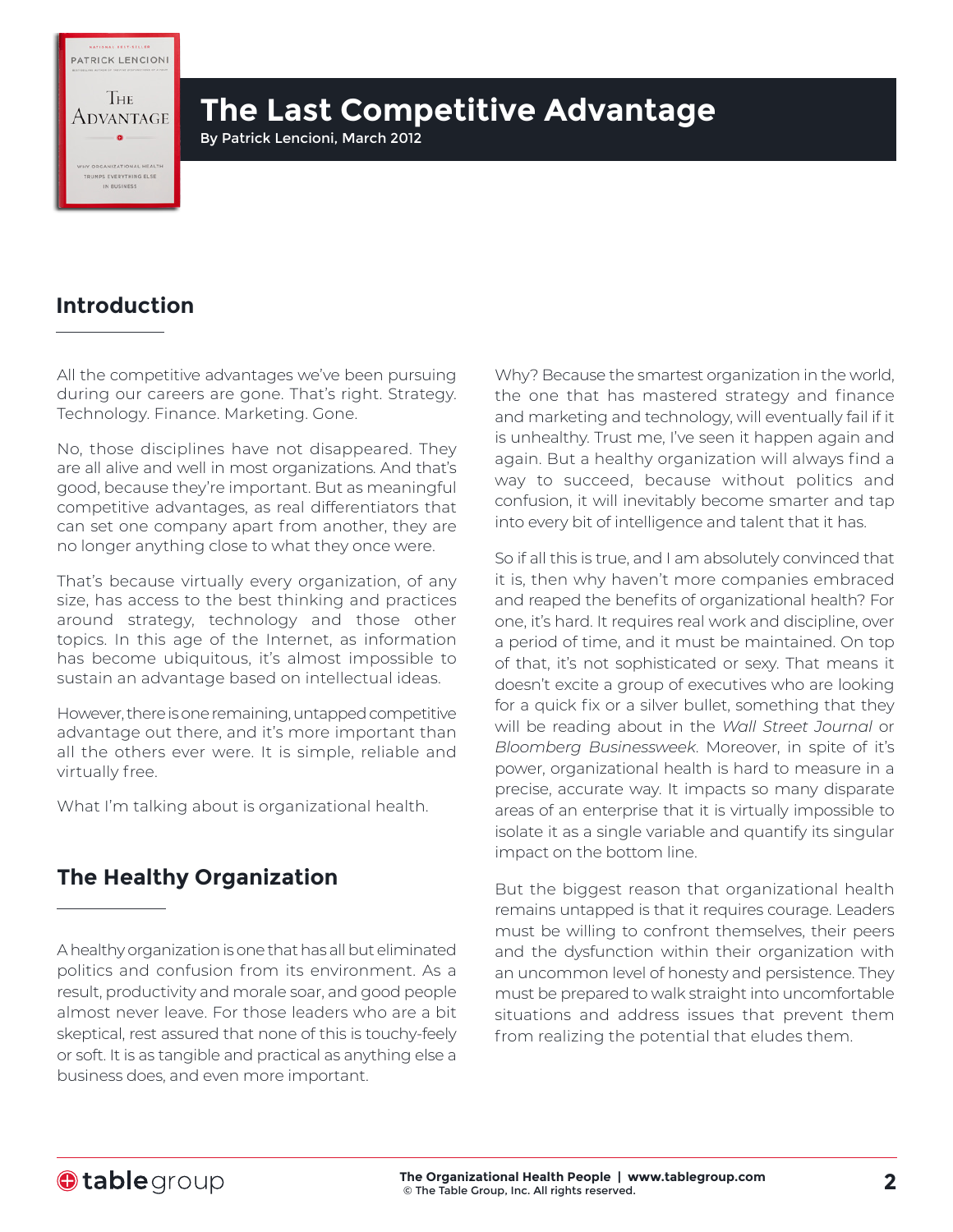# The Last Competitive Advantage

By Patrick Lencioni, March 2012

## Introduction

All the competitive advantages we've been pursuing during our careers are gone. That's right. Strategy. Technology. Finance. Marketing. Gone.

No, those disciplines have not disappeared. They are all alive and well in most organizations. And that's good, because they're important. But as meaningful competitive advantages, as real differentiators that can set one company apart from another, they are no longer anything close to what they once were.

That's because virtually every organization, of any size, has access to the best thinking and practices around strategy, technology and those other topics. In this age of the Internet, as information has become ubiquitous, it's almost impossible to sustain an advantage based on intellectual ideas.

However, there is one remaining, untapped competitive advantage out there, and it's more important than all the others ever were. It is simple, reliable and virtually free.

What I'm talking about is organizational health.

## The Healthy Organization

A healthy organization is one that has all but eliminated politics and confusion from its environment. As a result, productivity and morale soar, and good people almost never leave. For those leaders who are a bit skeptical, rest assured that none of this is touchy-feely or soft. It is as tangible and practical as anything else a business does, and even more important.

Why? Because the smartest organization in the world, the one that has mastered strategy and finance and marketing and technology, will eventually fail if it is unhealthy. Trust me, I've seen it happen again and again. But a healthy organization will always find a way to succeed, because without politics and confusion, it will inevitably become smarter and tap into every bit of intelligence and talent that it has.

So if all this is true, and I am absolutely convinced that it is, then why haven't more companies embraced and reaped the benefits of organizational health? For one, it's hard. It requires real work and discipline, over a period of time, and it must be maintained. On top of that, it's not sophisticated or sexy. That means it doesn't excite a group of executives who are looking for a quick fix or a silver bullet, something that they will be reading about in the *Wall Street Journal* or *Bloomberg Businessweek*. Moreover, in spite of it's power, organizational health is hard to measure in a precise, accurate way. It impacts so many disparate areas of an enterprise that it is virtually impossible to isolate it as a single variable and quantify its singular impact on the bottom line.

But the biggest reason that organizational health remains untapped is that it requires courage. Leaders must be willing to confront themselves, their peers and the dysfunction within their organization with an uncommon level of honesty and persistence. They must be prepared to walk straight into uncomfortable situations and address issues that prevent them from realizing the potential that eludes them.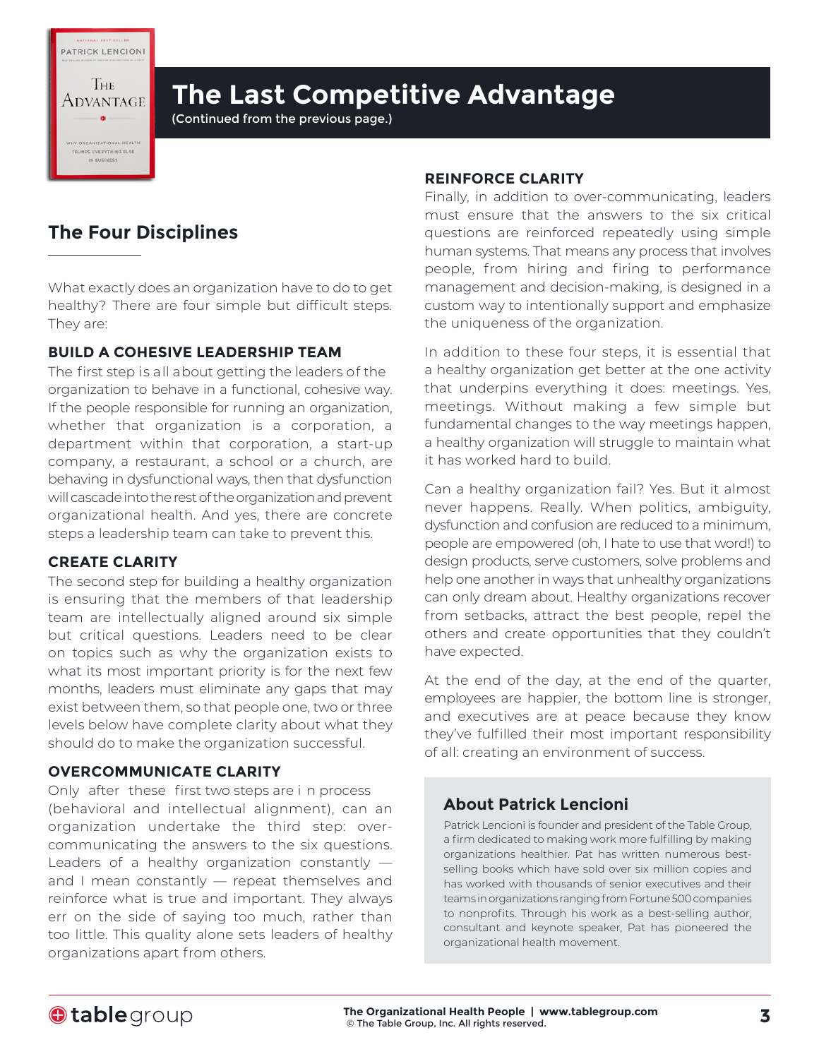# The Last Competitive Advantage

(Continued from the previous page.)

## The Four Disciplines

What exactly does an organization have to do to get healthy? There are four simple but difficult steps. They are:

### BUILD A COHESIVE LEADERSHIP TEAM

The first step is all about getting the leaders of the organization to behave in a functional, cohesive way. If the people responsible for running an organization, whether that organization is a corporation, a department within that corporation, a start-up company, a restaurant, a school or a church, are behaving in dysfunctional ways, then that dysfunction will cascade into the rest of the organization and prevent organizational health. And yes, there are concrete steps a leadership team can take to prevent this.

### CREATE CLARITY

The second step for building a healthy organization is ensuring that the members of that leadership team are intellectually aligned around six simple but critical questions. Leaders need to be clear on topics such as why the organization exists to what its most important priority is for the next few months, leaders must eliminate any gaps that may exist between them, so that people one, two or three levels below have complete clarity about what they should do to make the organization successful.

### OVERCOMMUNICATE CLARITY

Only after these first two steps are in process (behavioral and intellectual alignment), can an organization undertake the third step: over-communicating the answers to the six questions. Leaders of a healthy organization constantly — and I mean constantly — repeat themselves and reinforce what is true and important. They always err on the side of saying too much, rather than too little. This quality alone sets leaders of healthy organizations apart from others.

### REINFORCE CLARITY

Finally, in addition to over-communicating, leaders must ensure that the answers to the six critical questions are reinforced repeatedly using simple human systems. That means any process that involves people, from hiring and firing to performance management and decision-making, is designed in a custom way to intentionally support and emphasize the uniqueness of the organization.

In addition to these four steps, it is essential that a healthy organization get better at the one activity that underpins everything it does: meetings. Yes, meetings. Without making a few simple but fundamental changes to the way meetings happen, a healthy organization will struggle to maintain what it has worked hard to build.

Can a healthy organization fail? Yes. But it almost never happens. Really. When politics, ambiguity, dysfunction and confusion are reduced to a minimum, people are empowered (oh, I hate to use that word!) to design products, serve customers, solve problems and help one another in ways that unhealthy organizations can only dream about. Healthy organizations recover from setbacks, attract the best people, repel the others and create opportunities that they couldn't have expected.

At the end of the day, at the end of the quarter, employees are happier, the bottom line is stronger, and executives are at peace because they know they've fulfilled their most important responsibility of all: creating an environment of success.

## About Patrick Lencioni

Patrick Lencioni is founder and president of the Table Group, a firm dedicated to making work more fulfilling by making organizations healthier. Pat has written numerous best-selling books which have sold over six million copies and has worked with thousands of senior executives and their teams in organizations ranging from Fortune 500 companies to nonprofits. Through his work as a best-selling author, consultant and keynote speaker, Pat has pioneered the organizational health movement.